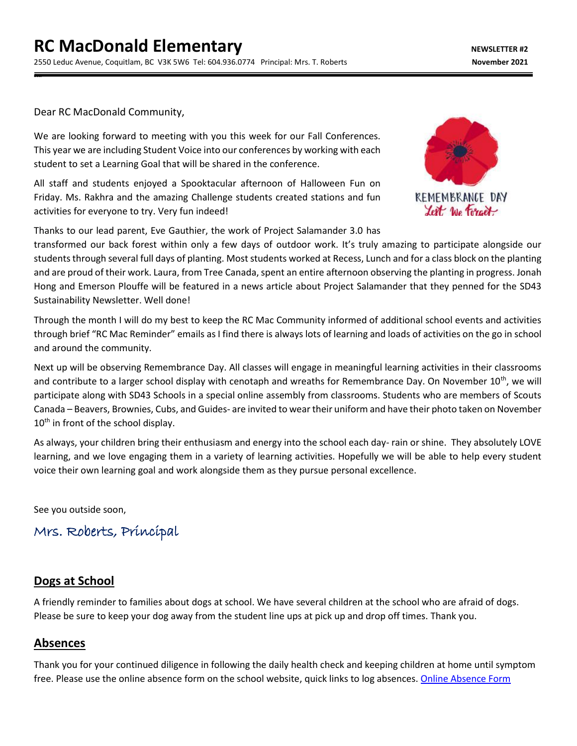# RC MacDonald Elementary

2550 Leduc Avenue, Coquitlam, BC V3K 5W6 Tel: 604.936.0774 Principal: Mrs. T. Roberts

**NEWSLETTER #2**
**November 2021**

Dear RC MacDonald Community,

We are looking forward to meeting with you this week for our Fall Conferences. This year we are including Student Voice into our conferences by working with each student to set a Learning Goal that will be shared in the conference.

All staff and students enjoyed a Spooktacular afternoon of Halloween Fun on Friday. Ms. Rakhra and the amazing Challenge students created stations and fun activities for everyone to try. Very fun indeed!

Thanks to our lead parent, Eve Gauthier, the work of Project Salamander 3.0 has transformed our back forest within only a few days of outdoor work. It's truly amazing to participate alongside our students through several full days of planting. Most students worked at Recess, Lunch and for a class block on the planting and are proud of their work. Laura, from Tree Canada, spent an entire afternoon observing the planting in progress. Jonah Hong and Emerson Plouffe will be featured in a news article about Project Salamander that they penned for the SD43 Sustainability Newsletter. Well done!

Through the month I will do my best to keep the RC Mac Community informed of additional school events and activities through brief "RC Mac Reminder" emails as I find there is always lots of learning and loads of activities on the go in school and around the community.

Next up will be observing Remembrance Day. All classes will engage in meaningful learning activities in their classrooms and contribute to a larger school display with cenotaph and wreaths for Remembrance Day. On November 10th, we will participate along with SD43 Schools in a special online assembly from classrooms. Students who are members of Scouts Canada – Beavers, Brownies, Cubs, and Guides- are invited to wear their uniform and have their photo taken on November 10th in front of the school display.

As always, your children bring their enthusiasm and energy into the school each day- rain or shine. They absolutely LOVE learning, and we love engaging them in a variety of learning activities. Hopefully we will be able to help every student voice their own learning goal and work alongside them as they pursue personal excellence.

See you outside soon,

*Mrs. Roberts, Principal*

## Dogs at School

A friendly reminder to families about dogs at school. We have several children at the school who are afraid of dogs. Please be sure to keep your dog away from the student line ups at pick up and drop off times. Thank you.

## Absences

Thank you for your continued diligence in following the daily health check and keeping children at home until symptom free. Please use the online absence form on the school website, quick links to log absences. [Online Absence Form]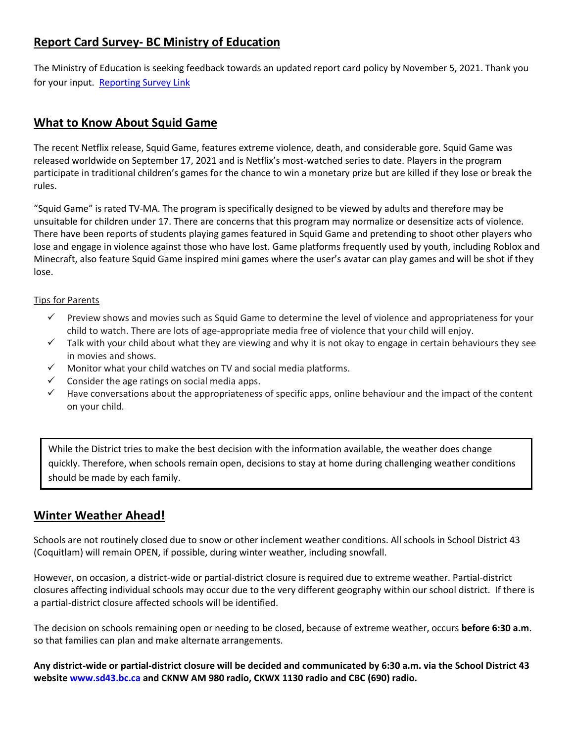## Report Card Survey- BC Ministry of Education

The Ministry of Education is seeking feedback towards an updated report card policy by November 5, 2021. Thank you for your input. [Reporting Survey Link]

## What to Know About Squid Game

The recent Netflix release, Squid Game, features extreme violence, death, and considerable gore. Squid Game was released worldwide on September 17, 2021 and is Netflix's most-watched series to date. Players in the program participate in traditional children's games for the chance to win a monetary prize but are killed if they lose or break the rules.

"Squid Game" is rated TV-MA. The program is specifically designed to be viewed by adults and therefore may be unsuitable for children under 17. There are concerns that this program may normalize or desensitize acts of violence. There have been reports of students playing games featured in Squid Game and pretending to shoot other players who lose and engage in violence against those who have lost. Game platforms frequently used by youth, including Roblox and Minecraft, also feature Squid Game inspired mini games where the user's avatar can play games and will be shot if they lose.

Tips for Parents

- ✓ Preview shows and movies such as Squid Game to determine the level of violence and appropriateness for your child to watch. There are lots of age-appropriate media free of violence that your child will enjoy.
- ✓ Talk with your child about what they are viewing and why it is not okay to engage in certain behaviours they see in movies and shows.
- ✓ Monitor what your child watches on TV and social media platforms.
- ✓ Consider the age ratings on social media apps.
- ✓ Have conversations about the appropriateness of specific apps, online behaviour and the impact of the content on your child.

While the District tries to make the best decision with the information available, the weather does change quickly. Therefore, when schools remain open, decisions to stay at home during challenging weather conditions should be made by each family.

## Winter Weather Ahead!

Schools are not routinely closed due to snow or other inclement weather conditions. All schools in School District 43 (Coquitlam) will remain OPEN, if possible, during winter weather, including snowfall.

However, on occasion, a district-wide or partial-district closure is required due to extreme weather. Partial-district closures affecting individual schools may occur due to the very different geography within our school district. If there is a partial-district closure affected schools will be identified.

The decision on schools remaining open or needing to be closed, because of extreme weather, occurs **before 6:30 a.m**. so that families can plan and make alternate arrangements.

**Any district-wide or partial-district closure will be decided and communicated by 6:30 a.m. via the School District 43 website www.sd43.bc.ca and CKNW AM 980 radio, CKWX 1130 radio and CBC (690) radio.**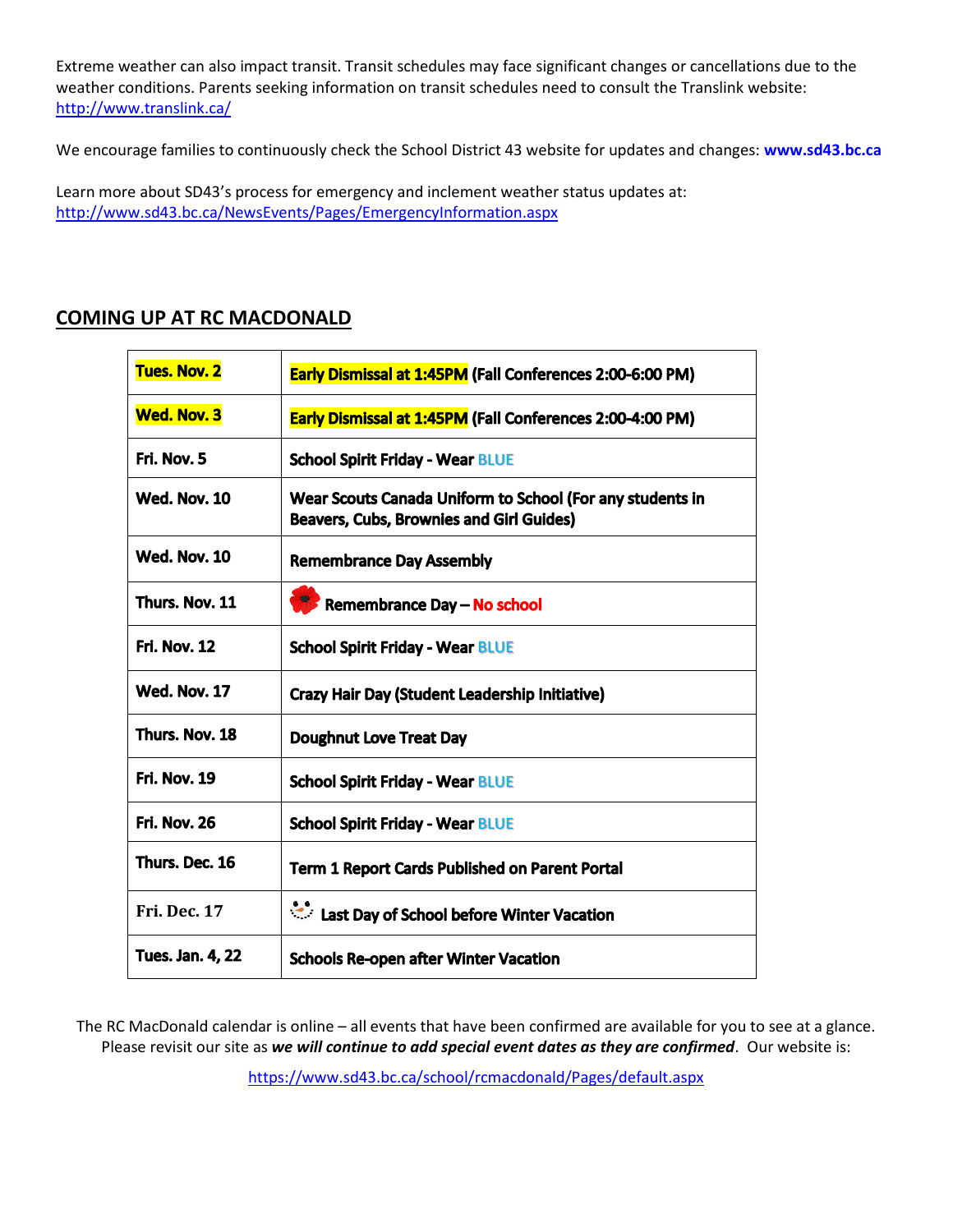Extreme weather can also impact transit. Transit schedules may face significant changes or cancellations due to the weather conditions. Parents seeking information on transit schedules need to consult the Translink website: http://www.translink.ca/

We encourage families to continuously check the School District 43 website for updates and changes: **www.sd43.bc.ca**

Learn more about SD43's process for emergency and inclement weather status updates at: http://www.sd43.bc.ca/NewsEvents/Pages/EmergencyInformation.aspx

## COMING UP AT RC MACDONALD

| | |
|---|---|
| **Tues. Nov. 2** | **Early Dismissal at 1:45PM (Fall Conferences 2:00-6:00 PM)** |
| **Wed. Nov. 3** | **Early Dismissal at 1:45PM (Fall Conferences 2:00-4:00 PM)** |
| **Fri. Nov. 5** | **School Spirit Friday - Wear BLUE** |
| **Wed. Nov. 10** | **Wear Scouts Canada Uniform to School (For any students in Beavers, Cubs, Brownies and Girl Guides)** |
| **Wed. Nov. 10** | **Remembrance Day Assembly** |
| **Thurs. Nov. 11** | **Remembrance Day – No school** |
| **Fri. Nov. 12** | **School Spirit Friday - Wear BLUE** |
| **Wed. Nov. 17** | **Crazy Hair Day (Student Leadership Initiative)** |
| **Thurs. Nov. 18** | **Doughnut Love Treat Day** |
| **Fri. Nov. 19** | **School Spirit Friday - Wear BLUE** |
| **Fri. Nov. 26** | **School Spirit Friday - Wear BLUE** |
| **Thurs. Dec. 16** | **Term 1 Report Cards Published on Parent Portal** |
| **Fri. Dec. 17** | **Last Day of School before Winter Vacation** |
| **Tues. Jan. 4, 22** | **Schools Re-open after Winter Vacation** |

The RC MacDonald calendar is online – all events that have been confirmed are available for you to see at a glance. Please revisit our site as ***we will continue to add special event dates as they are confirmed***. Our website is:

https://www.sd43.bc.ca/school/rcmacdonald/Pages/default.aspx